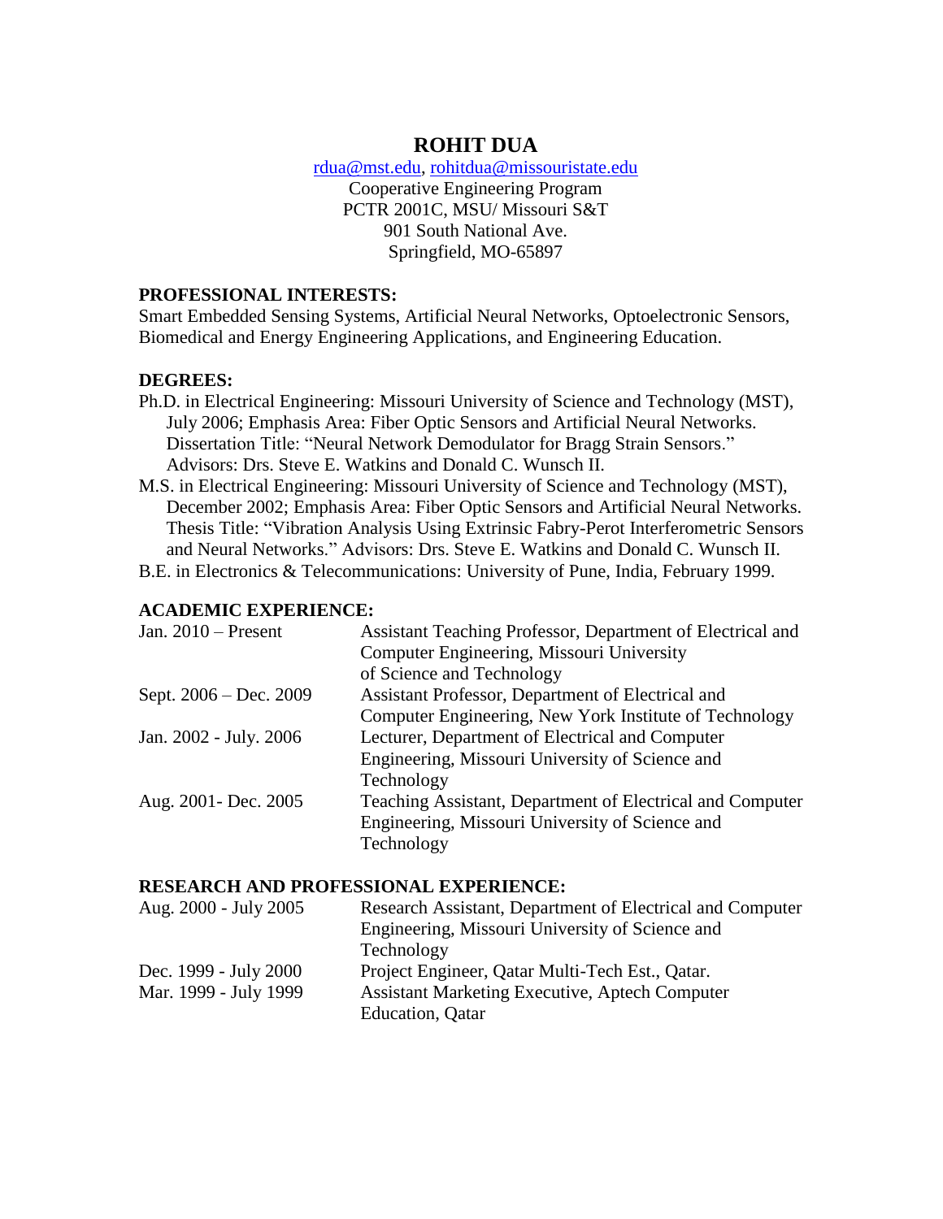# ROHIT DUA

rdua@mst.edu, rohitdua@missouristate.edu
Cooperative Engineering Program
PCTR 2001C, MSU/ Missouri S&T
901 South National Ave.
Springfield, MO-65897

## PROFESSIONAL INTERESTS:

Smart Embedded Sensing Systems, Artificial Neural Networks, Optoelectronic Sensors, Biomedical and Energy Engineering Applications, and Engineering Education.

## DEGREES:

Ph.D. in Electrical Engineering: Missouri University of Science and Technology (MST), July 2006; Emphasis Area: Fiber Optic Sensors and Artificial Neural Networks. Dissertation Title: "Neural Network Demodulator for Bragg Strain Sensors." Advisors: Drs. Steve E. Watkins and Donald C. Wunsch II.

M.S. in Electrical Engineering: Missouri University of Science and Technology (MST), December 2002; Emphasis Area: Fiber Optic Sensors and Artificial Neural Networks. Thesis Title: "Vibration Analysis Using Extrinsic Fabry-Perot Interferometric Sensors and Neural Networks." Advisors: Drs. Steve E. Watkins and Donald C. Wunsch II.

B.E. in Electronics & Telecommunications: University of Pune, India, February 1999.

## ACADEMIC EXPERIENCE:

| | |
|---|---|
| Jan. 2010 – Present | Assistant Teaching Professor, Department of Electrical and Computer Engineering, Missouri University of Science and Technology |
| Sept. 2006 – Dec. 2009 | Assistant Professor, Department of Electrical and Computer Engineering, New York Institute of Technology |
| Jan. 2002 - July. 2006 | Lecturer, Department of Electrical and Computer Engineering, Missouri University of Science and Technology |
| Aug. 2001- Dec. 2005 | Teaching Assistant, Department of Electrical and Computer Engineering, Missouri University of Science and Technology |

## RESEARCH AND PROFESSIONAL EXPERIENCE:

| | |
|---|---|
| Aug. 2000 - July 2005 | Research Assistant, Department of Electrical and Computer Engineering, Missouri University of Science and Technology |
| Dec. 1999 - July 2000 | Project Engineer, Qatar Multi-Tech Est., Qatar. |
| Mar. 1999 - July 1999 | Assistant Marketing Executive, Aptech Computer Education, Qatar |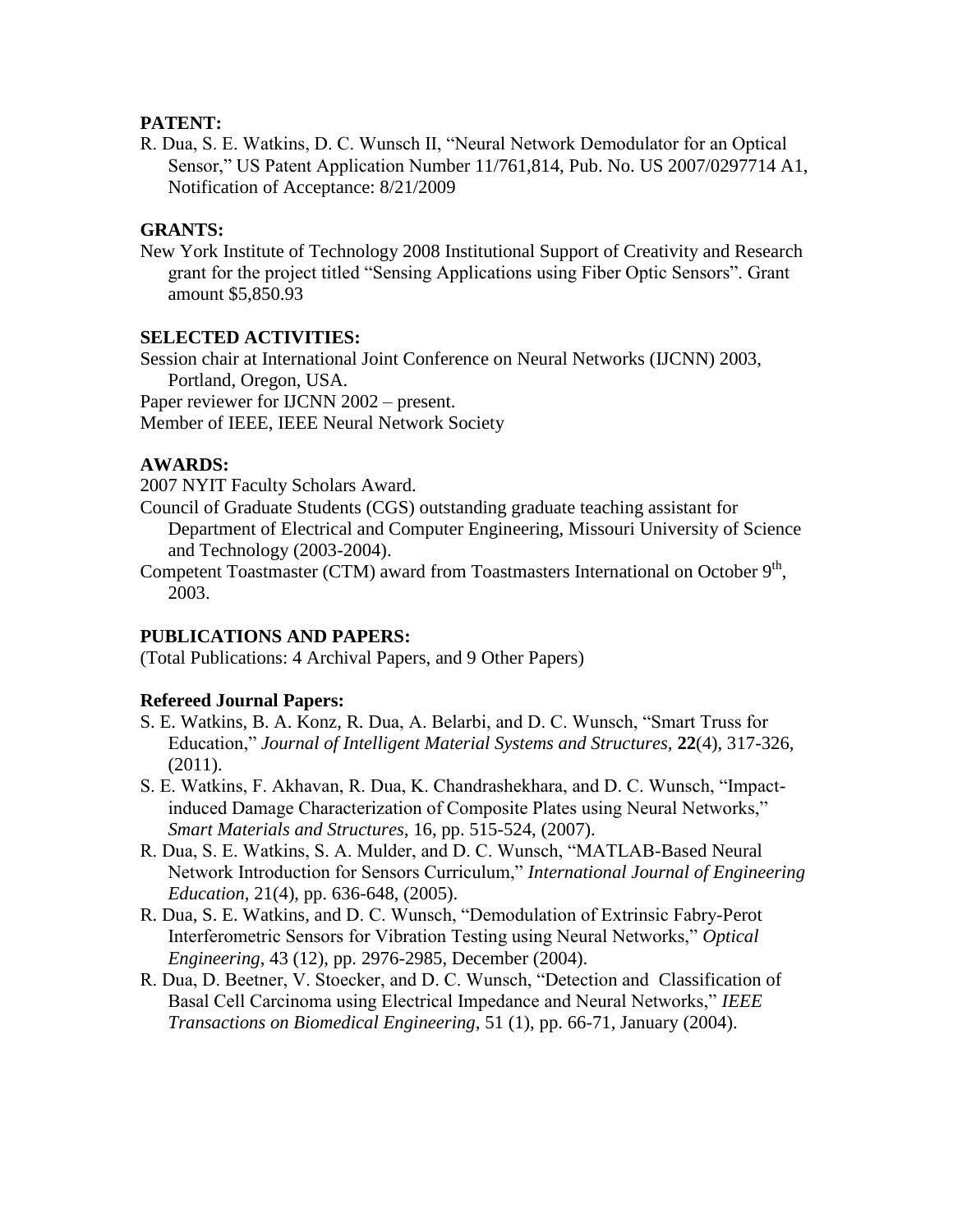## PATENT:

R. Dua, S. E. Watkins, D. C. Wunsch II, "Neural Network Demodulator for an Optical Sensor," US Patent Application Number 11/761,814, Pub. No. US 2007/0297714 A1, Notification of Acceptance: 8/21/2009

## GRANTS:

New York Institute of Technology 2008 Institutional Support of Creativity and Research grant for the project titled "Sensing Applications using Fiber Optic Sensors". Grant amount $5,850.93

## SELECTED ACTIVITIES:

Session chair at International Joint Conference on Neural Networks (IJCNN) 2003, Portland, Oregon, USA.

Paper reviewer for IJCNN 2002 – present.

Member of IEEE, IEEE Neural Network Society

## AWARDS:

2007 NYIT Faculty Scholars Award.

Council of Graduate Students (CGS) outstanding graduate teaching assistant for Department of Electrical and Computer Engineering, Missouri University of Science and Technology (2003-2004).

Competent Toastmaster (CTM) award from Toastmasters International on October 9th, 2003.

## PUBLICATIONS AND PAPERS:

(Total Publications: 4 Archival Papers, and 9 Other Papers)

### Refereed Journal Papers:

S. E. Watkins, B. A. Konz, R. Dua, A. Belarbi, and D. C. Wunsch, "Smart Truss for Education," *Journal of Intelligent Material Systems and Structures,* **22**(4), 317-326, (2011).

S. E. Watkins, F. Akhavan, R. Dua, K. Chandrashekhara, and D. C. Wunsch, "Impact-induced Damage Characterization of Composite Plates using Neural Networks," *Smart Materials and Structures*, 16, pp. 515-524, (2007).

R. Dua, S. E. Watkins, S. A. Mulder, and D. C. Wunsch, "MATLAB-Based Neural Network Introduction for Sensors Curriculum," *International Journal of Engineering Education,* 21(4), pp. 636-648, (2005).

R. Dua, S. E. Watkins, and D. C. Wunsch, "Demodulation of Extrinsic Fabry-Perot Interferometric Sensors for Vibration Testing using Neural Networks," *Optical Engineering*, 43 (12), pp. 2976-2985, December (2004).

R. Dua, D. Beetner, V. Stoecker, and D. C. Wunsch, "Detection and Classification of Basal Cell Carcinoma using Electrical Impedance and Neural Networks," *IEEE Transactions on Biomedical Engineering*, 51 (1), pp. 66-71, January (2004).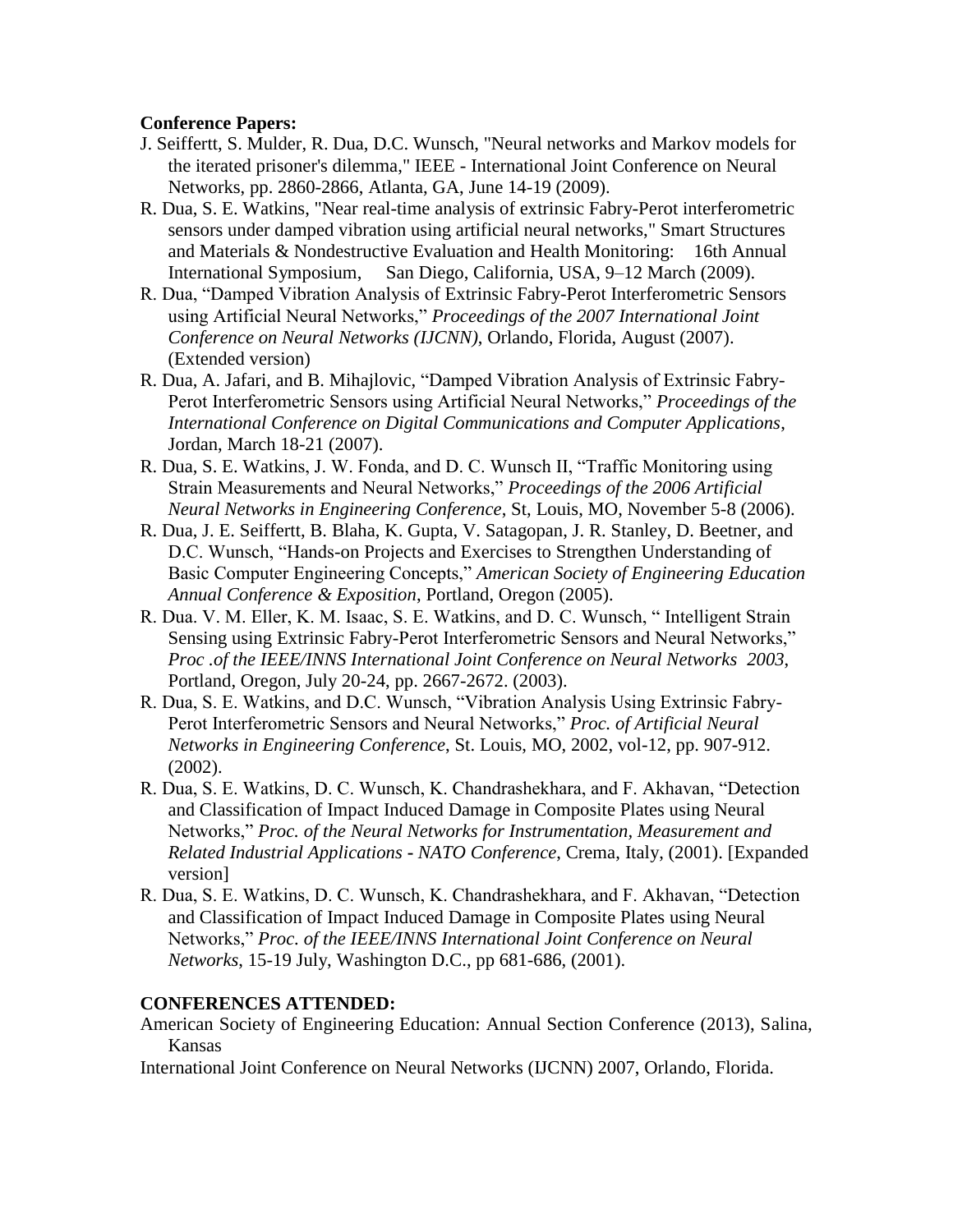**Conference Papers:**

J. Seiffertt, S. Mulder, R. Dua, D.C. Wunsch, "Neural networks and Markov models for the iterated prisoner's dilemma," IEEE - International Joint Conference on Neural Networks, pp. 2860-2866, Atlanta, GA, June 14-19 (2009).

R. Dua, S. E. Watkins, "Near real-time analysis of extrinsic Fabry-Perot interferometric sensors under damped vibration using artificial neural networks," Smart Structures and Materials & Nondestructive Evaluation and Health Monitoring: 16th Annual International Symposium, San Diego, California, USA, 9–12 March (2009).

R. Dua, "Damped Vibration Analysis of Extrinsic Fabry-Perot Interferometric Sensors using Artificial Neural Networks," *Proceedings of the 2007 International Joint Conference on Neural Networks (IJCNN)*, Orlando, Florida, August (2007). (Extended version)

R. Dua, A. Jafari, and B. Mihajlovic, "Damped Vibration Analysis of Extrinsic Fabry-Perot Interferometric Sensors using Artificial Neural Networks," *Proceedings of the International Conference on Digital Communications and Computer Applications*, Jordan, March 18-21 (2007).

R. Dua, S. E. Watkins, J. W. Fonda, and D. C. Wunsch II, "Traffic Monitoring using Strain Measurements and Neural Networks," *Proceedings of the 2006 Artificial Neural Networks in Engineering Conference*, St, Louis, MO, November 5-8 (2006).

R. Dua, J. E. Seiffertt, B. Blaha, K. Gupta, V. Satagopan, J. R. Stanley, D. Beetner, and D.C. Wunsch, "Hands-on Projects and Exercises to Strengthen Understanding of Basic Computer Engineering Concepts," *American Society of Engineering Education Annual Conference & Exposition*, Portland, Oregon (2005).

R. Dua. V. M. Eller, K. M. Isaac, S. E. Watkins, and D. C. Wunsch, " Intelligent Strain Sensing using Extrinsic Fabry-Perot Interferometric Sensors and Neural Networks," *Proc .of the IEEE/INNS International Joint Conference on Neural Networks 2003*, Portland, Oregon, July 20-24, pp. 2667-2672. (2003).

R. Dua, S. E. Watkins, and D.C. Wunsch, "Vibration Analysis Using Extrinsic Fabry-Perot Interferometric Sensors and Neural Networks," *Proc. of Artificial Neural Networks in Engineering Conference*, St. Louis, MO, 2002, vol-12, pp. 907-912. (2002).

R. Dua, S. E. Watkins, D. C. Wunsch, K. Chandrashekhara, and F. Akhavan, "Detection and Classification of Impact Induced Damage in Composite Plates using Neural Networks," *Proc. of the Neural Networks for Instrumentation, Measurement and Related Industrial Applications - NATO Conference*, Crema, Italy, (2001). [Expanded version]

R. Dua, S. E. Watkins, D. C. Wunsch, K. Chandrashekhara, and F. Akhavan, "Detection and Classification of Impact Induced Damage in Composite Plates using Neural Networks," *Proc. of the IEEE/INNS International Joint Conference on Neural Networks*, 15-19 July, Washington D.C., pp 681-686, (2001).

**CONFERENCES ATTENDED:**

American Society of Engineering Education: Annual Section Conference (2013), Salina, Kansas

International Joint Conference on Neural Networks (IJCNN) 2007, Orlando, Florida.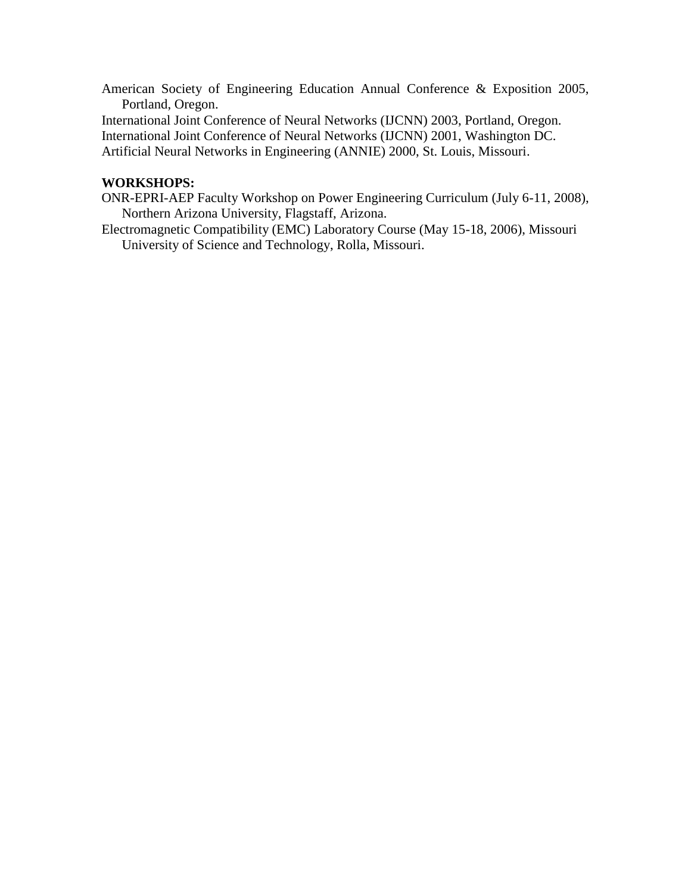American Society of Engineering Education Annual Conference & Exposition 2005, Portland, Oregon.

International Joint Conference of Neural Networks (IJCNN) 2003, Portland, Oregon.

International Joint Conference of Neural Networks (IJCNN) 2001, Washington DC.

Artificial Neural Networks in Engineering (ANNIE) 2000, St. Louis, Missouri.

**WORKSHOPS:**

ONR-EPRI-AEP Faculty Workshop on Power Engineering Curriculum (July 6-11, 2008), Northern Arizona University, Flagstaff, Arizona.

Electromagnetic Compatibility (EMC) Laboratory Course (May 15-18, 2006), Missouri University of Science and Technology, Rolla, Missouri.